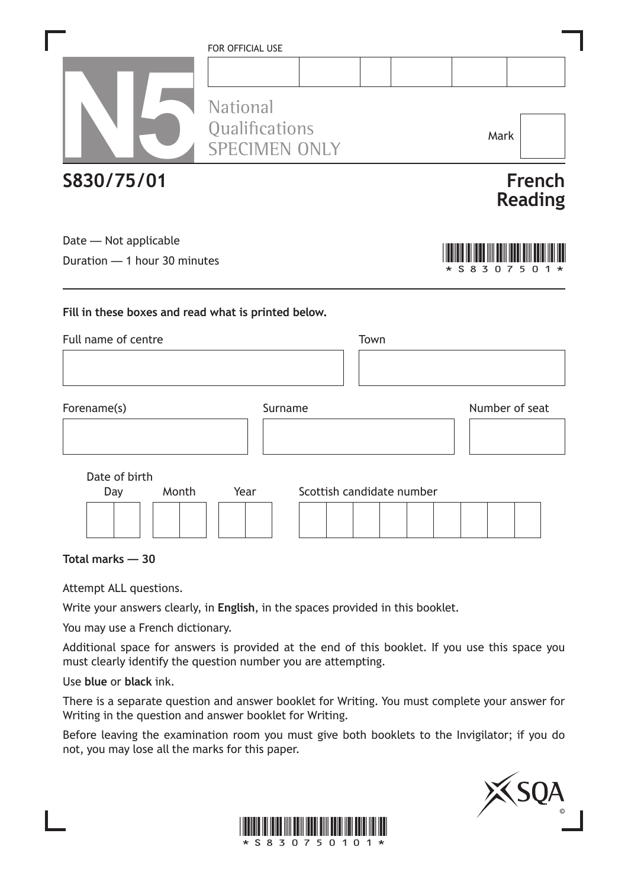FOR OFFICIAL USE

| | | | | | |
|---|---|---|---|---|---|
| | | | | | |

**N5** National Qualifications SPECIMEN ONLY

Mark

# S830/75/01

# French Reading

Date — Not applicable

Duration — 1 hour 30 minutes

*S830750 1*

---

**Fill in these boxes and read what is printed below.**

Full name of centre

Town

Forename(s)

Surname

Number of seat

Date of birth

Day Month Year

Scottish candidate number

**Total marks — 30**

Attempt ALL questions.

Write your answers clearly, in **English**, in the spaces provided in this booklet.

You may use a French dictionary.

Additional space for answers is provided at the end of this booklet. If you use this space you must clearly identify the question number you are attempting.

Use **blue** or **black** ink.

There is a separate question and answer booklet for Writing. You must complete your answer for Writing in the question and answer booklet for Writing.

Before leaving the examination room you must give both booklets to the Invigilator; if you do not, you may lose all the marks for this paper.

SQA ©

*S83075010 1*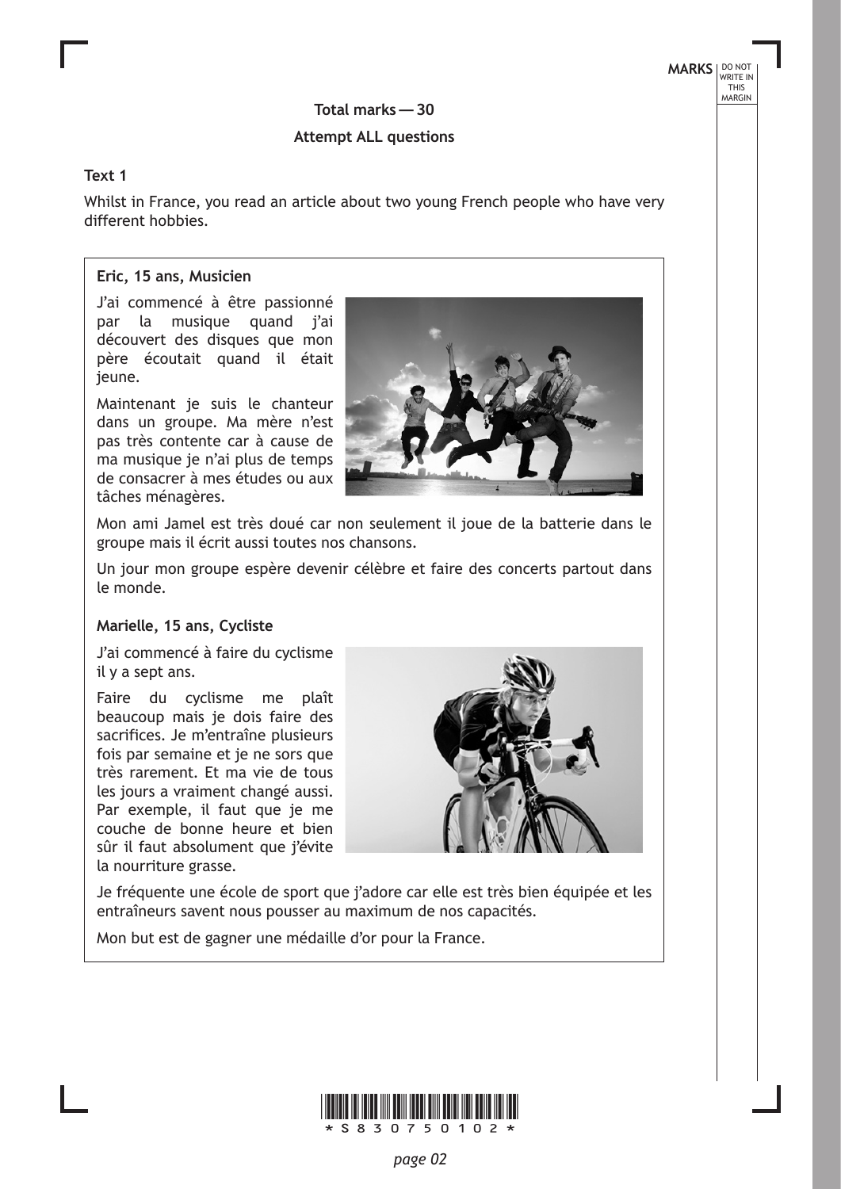**Total marks — 30**

**Attempt ALL questions**

**Text 1**

Whilst in France, you read an article about two young French people who have very different hobbies.

**Eric, 15 ans, Musicien**

J'ai commencé à être passionné par la musique quand j'ai découvert des disques que mon père écoutait quand il était jeune.

Maintenant je suis le chanteur dans un groupe. Ma mère n'est pas très contente car à cause de ma musique je n'ai plus de temps de consacrer à mes études ou aux tâches ménagères.

Mon ami Jamel est très doué car non seulement il joue de la batterie dans le groupe mais il écrit aussi toutes nos chansons.

Un jour mon groupe espère devenir célèbre et faire des concerts partout dans le monde.

**Marielle, 15 ans, Cycliste**

J'ai commencé à faire du cyclisme il y a sept ans.

Faire du cyclisme me plaît beaucoup mais je dois faire des sacrifices. Je m'entraîne plusieurs fois par semaine et je ne sors que très rarement. Et ma vie de tous les jours a vraiment changé aussi. Par exemple, il faut que je me couche de bonne heure et bien sûr il faut absolument que j'évite la nourriture grasse.

Je fréquente une école de sport que j'adore car elle est très bien équipée et les entraîneurs savent nous pousser au maximum de nos capacités.

Mon but est de gagner une médaille d'or pour la France.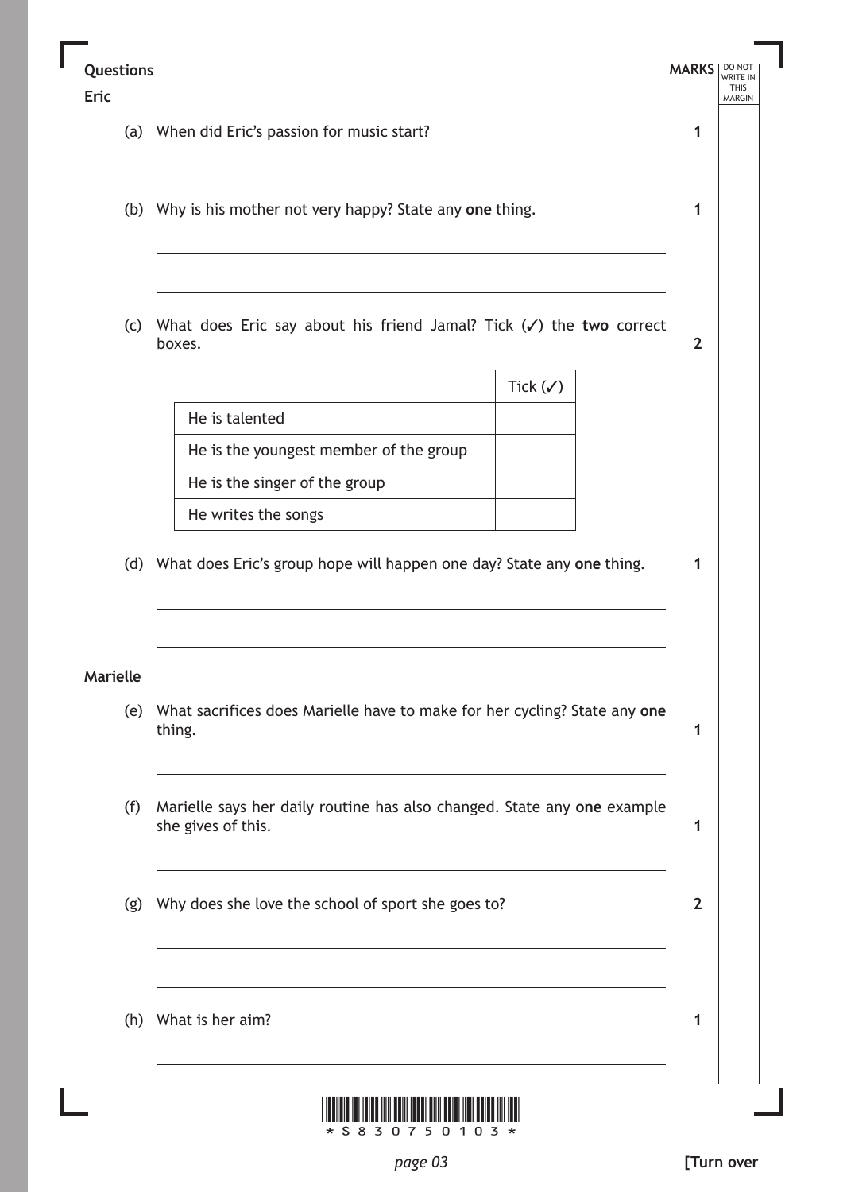## Questions

### Eric

(a) When did Eric's passion for music start? **1**

(b) Why is his mother not very happy? State any **one** thing. **1**

(c) What does Eric say about his friend Jamal? Tick (✓) the **two** correct boxes. **2**

| | Tick (✓) |
|---|---|
| He is talented | |
| He is the youngest member of the group | |
| He is the singer of the group | |
| He writes the songs | |

(d) What does Eric's group hope will happen one day? State any **one** thing. **1**

### Marielle

(e) What sacrifices does Marielle have to make for her cycling? State any **one** thing. **1**

(f) Marielle says her daily routine has also changed. State any **one** example she gives of this. **1**

(g) Why does she love the school of sport she goes to? **2**

(h) What is her aim? **1**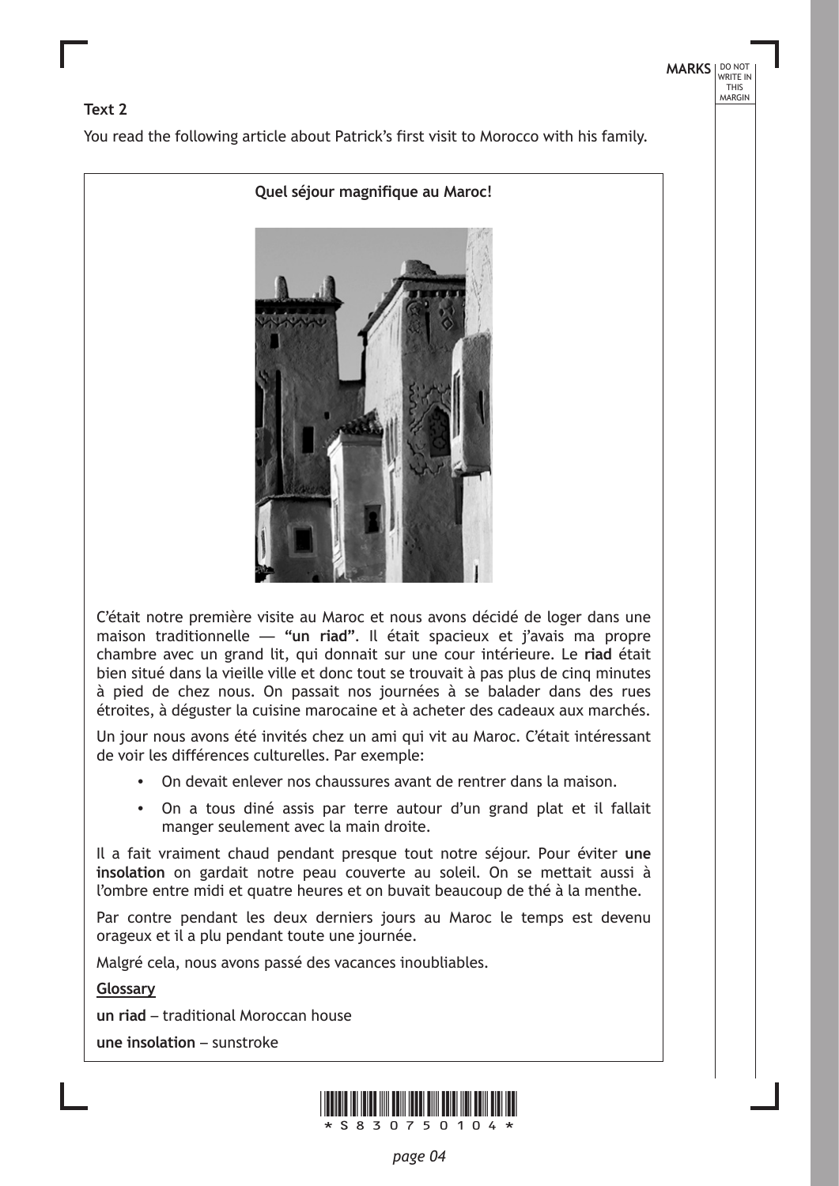**Text 2**

You read the following article about Patrick's first visit to Morocco with his family.

**Quel séjour magnifique au Maroc!**

C'était notre première visite au Maroc et nous avons décidé de loger dans une maison traditionnelle — **"un riad"**. Il était spacieux et j'avais ma propre chambre avec un grand lit, qui donnait sur une cour intérieure. Le **riad** était bien situé dans la vieille ville et donc tout se trouvait à pas plus de cinq minutes à pied de chez nous. On passait nos journées à se balader dans des rues étroites, à déguster la cuisine marocaine et à acheter des cadeaux aux marchés.

Un jour nous avons été invités chez un ami qui vit au Maroc. C'était intéressant de voir les différences culturelles. Par exemple:

- On devait enlever nos chaussures avant de rentrer dans la maison.
- On a tous diné assis par terre autour d'un grand plat et il fallait manger seulement avec la main droite.

Il a fait vraiment chaud pendant presque tout notre séjour. Pour éviter **une insolation** on gardait notre peau couverte au soleil. On se mettait aussi à l'ombre entre midi et quatre heures et on buvait beaucoup de thé à la menthe.

Par contre pendant les deux derniers jours au Maroc le temps est devenu orageux et il a plu pendant toute une journée.

Malgré cela, nous avons passé des vacances inoubliables.

**Glossary**

**un riad** – traditional Moroccan house

**une insolation** – sunstroke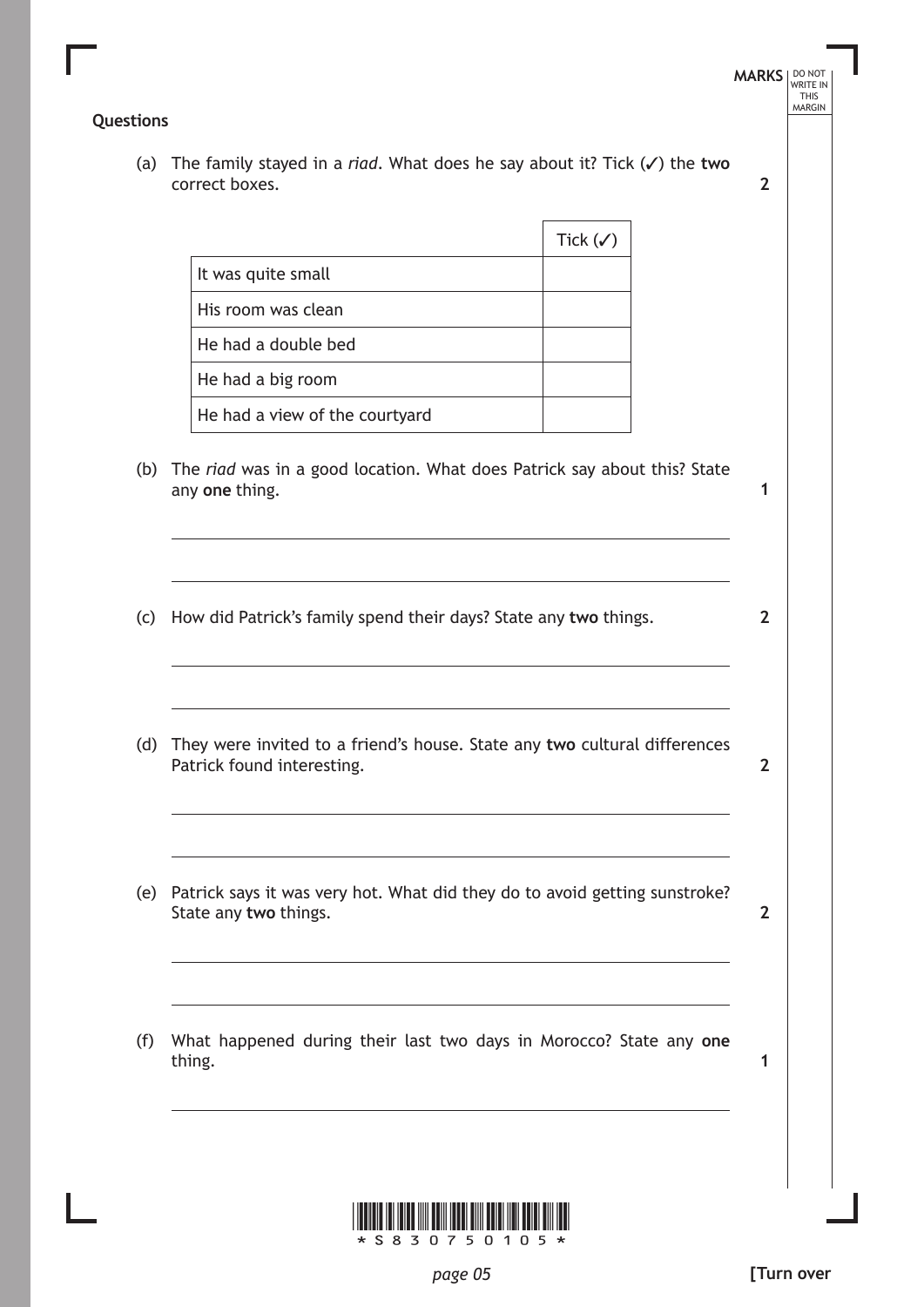**Questions**

(a) The family stayed in a *riad*. What does he say about it? Tick (✓) the **two** correct boxes. **2**

| | Tick (✓) |
|---|---|
| It was quite small | |
| His room was clean | |
| He had a double bed | |
| He had a big room | |
| He had a view of the courtyard | |

(b) The *riad* was in a good location. What does Patrick say about this? State any **one** thing. **1**

(c) How did Patrick's family spend their days? State any **two** things. **2**

(d) They were invited to a friend's house. State any **two** cultural differences Patrick found interesting. **2**

(e) Patrick says it was very hot. What did they do to avoid getting sunstroke? State any **two** things. **2**

(f) What happened during their last two days in Morocco? State any **one** thing. **1**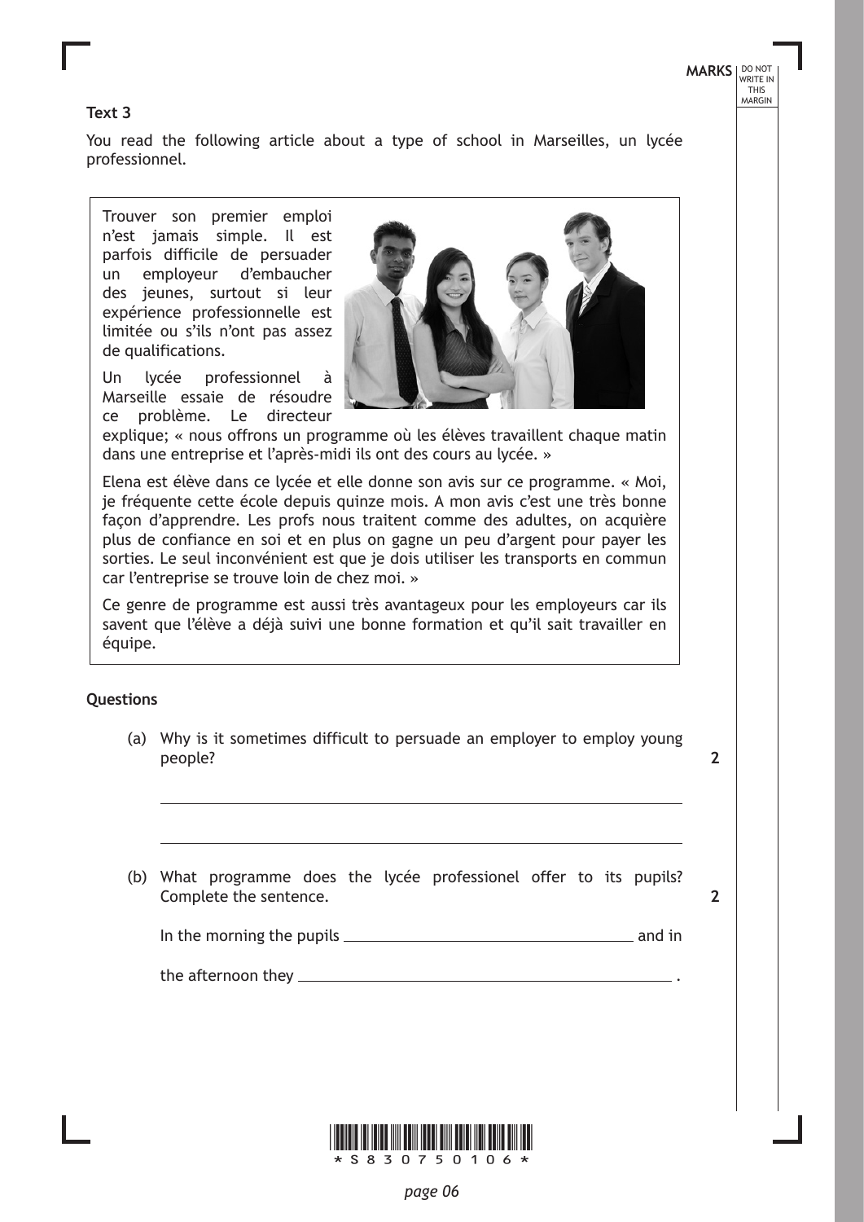**Text 3**

You read the following article about a type of school in Marseilles, un lycée professionnel.

Trouver son premier emploi n'est jamais simple. Il est parfois difficile de persuader un employeur d'embaucher des jeunes, surtout si leur expérience professionnelle est limitée ou s'ils n'ont pas assez de qualifications.

Un lycée professionnel à Marseille essaie de résoudre ce problème. Le directeur explique; « nous offrons un programme où les élèves travaillent chaque matin dans une entreprise et l'après-midi ils ont des cours au lycée. »

Elena est élève dans ce lycée et elle donne son avis sur ce programme. « Moi, je fréquente cette école depuis quinze mois. A mon avis c'est une très bonne façon d'apprendre. Les profs nous traitent comme des adultes, on acquière plus de confiance en soi et en plus on gagne un peu d'argent pour payer les sorties. Le seul inconvénient est que je dois utiliser les transports en commun car l'entreprise se trouve loin de chez moi. »

Ce genre de programme est aussi très avantageux pour les employeurs car ils savent que l'élève a déjà suivi une bonne formation et qu'il sait travailler en équipe.

**Questions**

(a) Why is it sometimes difficult to persuade an employer to employ young people? **2**

______________________________________________

______________________________________________

(b) What programme does the lycée professionel offer to its pupils? Complete the sentence. **2**

In the morning the pupils ______________________ and in

the afternoon they ______________________ .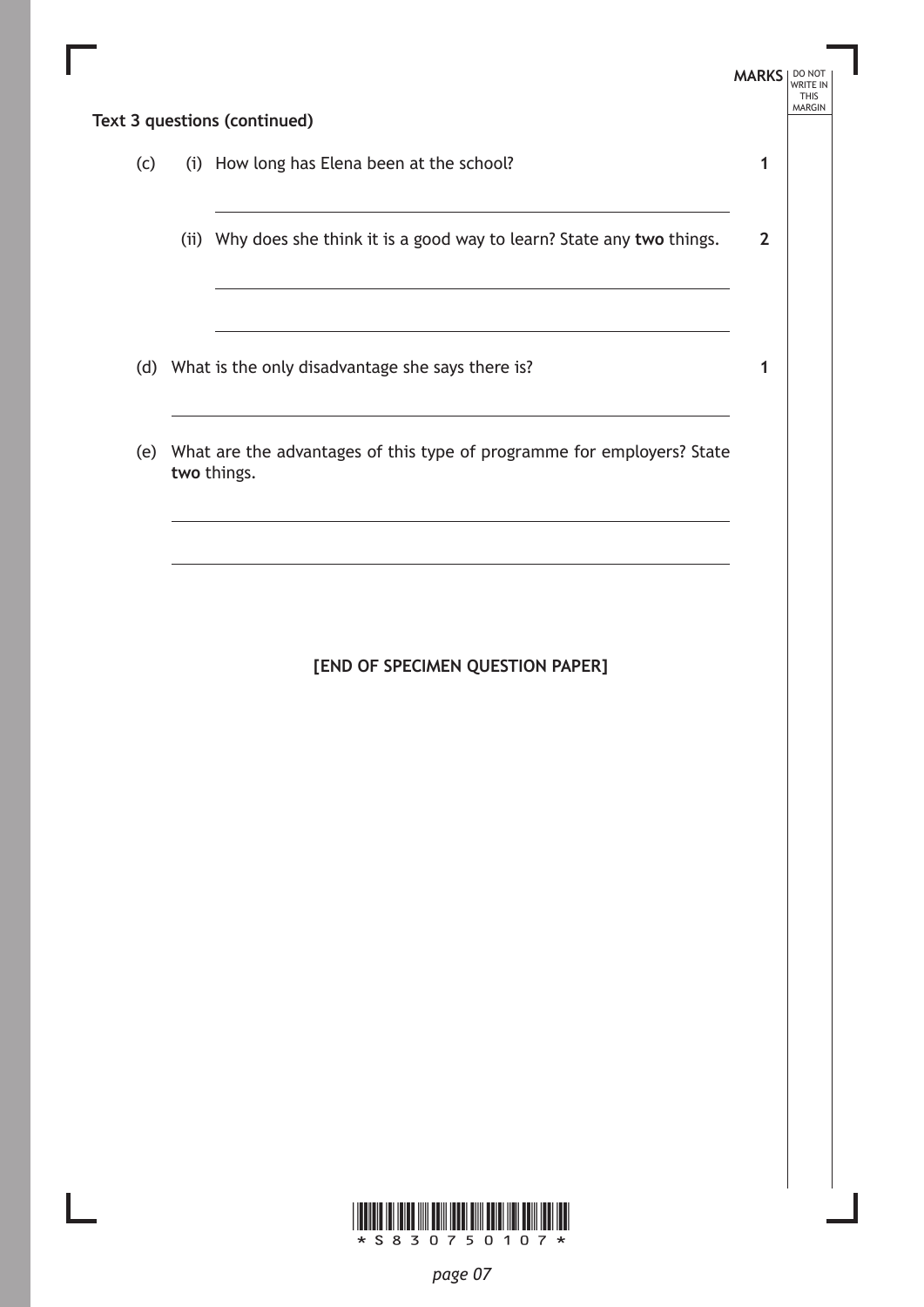**Text 3 questions (continued)**

(c) (i) How long has Elena been at the school? **1**

(ii) Why does she think it is a good way to learn? State any **two** things. **2**

(d) What is the only disadvantage she says there is? **1**

(e) What are the advantages of this type of programme for employers? State **two** things.

**[END OF SPECIMEN QUESTION PAPER]**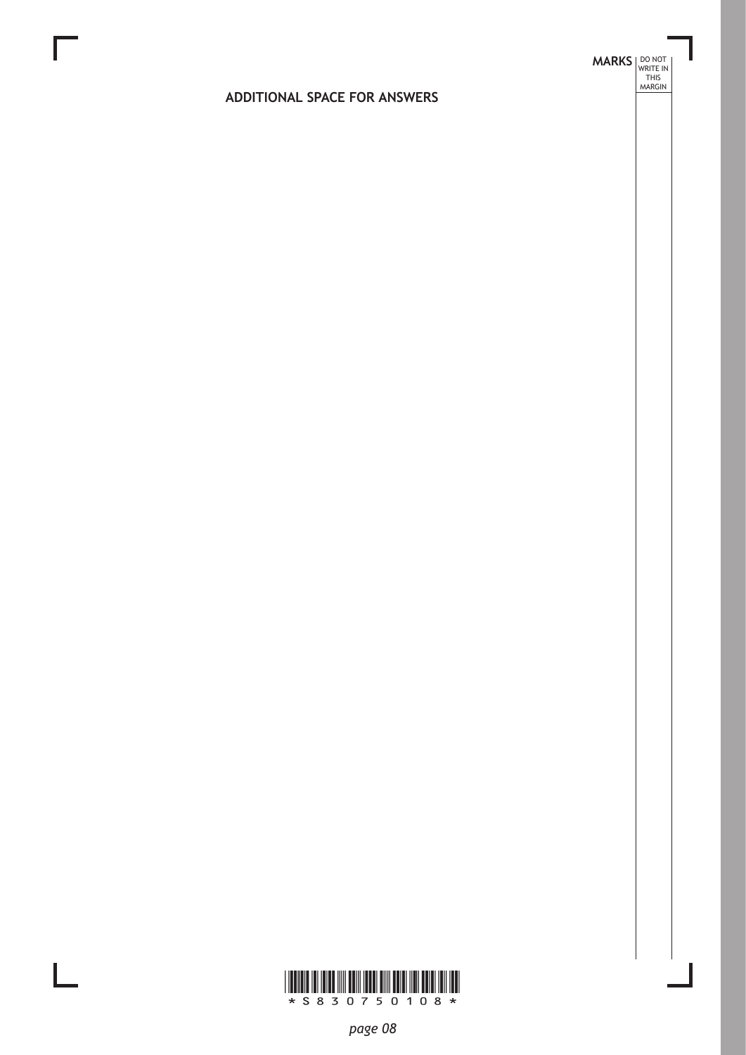ADDITIONAL SPACE FOR ANSWERS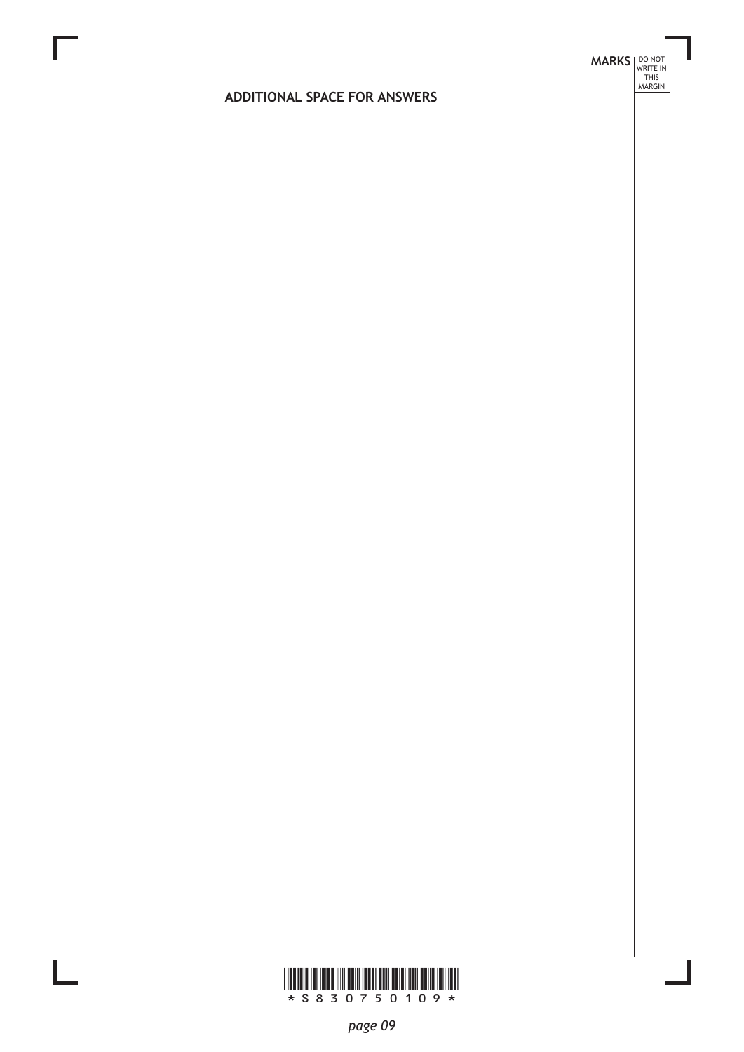## ADDITIONAL SPACE FOR ANSWERS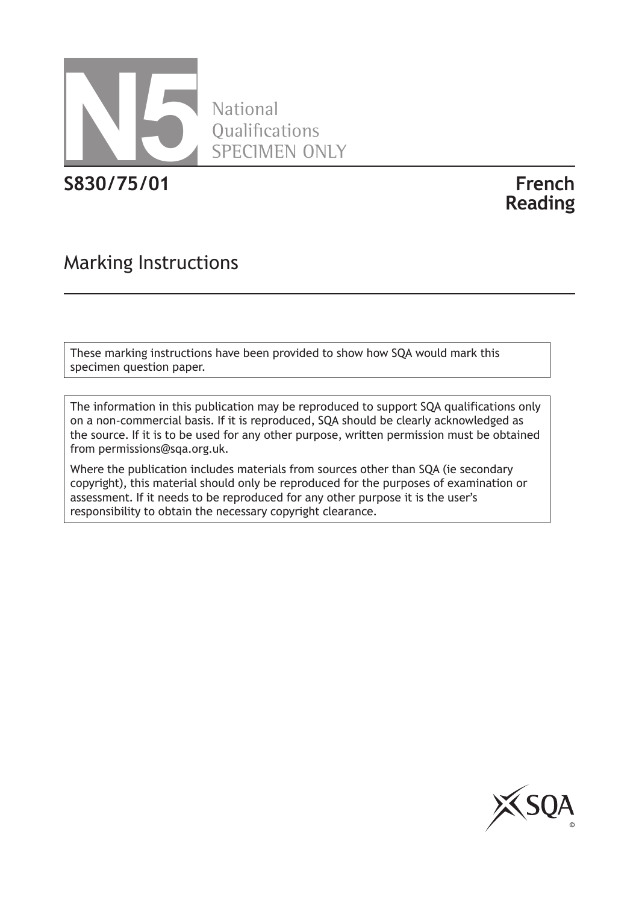N5 National Qualifications SPECIMEN ONLY

**S830/75/01** **French Reading**

# Marking Instructions

These marking instructions have been provided to show how SQA would mark this specimen question paper.

The information in this publication may be reproduced to support SQA qualifications only on a non-commercial basis. If it is reproduced, SQA should be clearly acknowledged as the source. If it is to be used for any other purpose, written permission must be obtained from permissions@sqa.org.uk.

Where the publication includes materials from sources other than SQA (ie secondary copyright), this material should only be reproduced for the purposes of examination or assessment. If it needs to be reproduced for any other purpose it is the user's responsibility to obtain the necessary copyright clearance.

SQA ©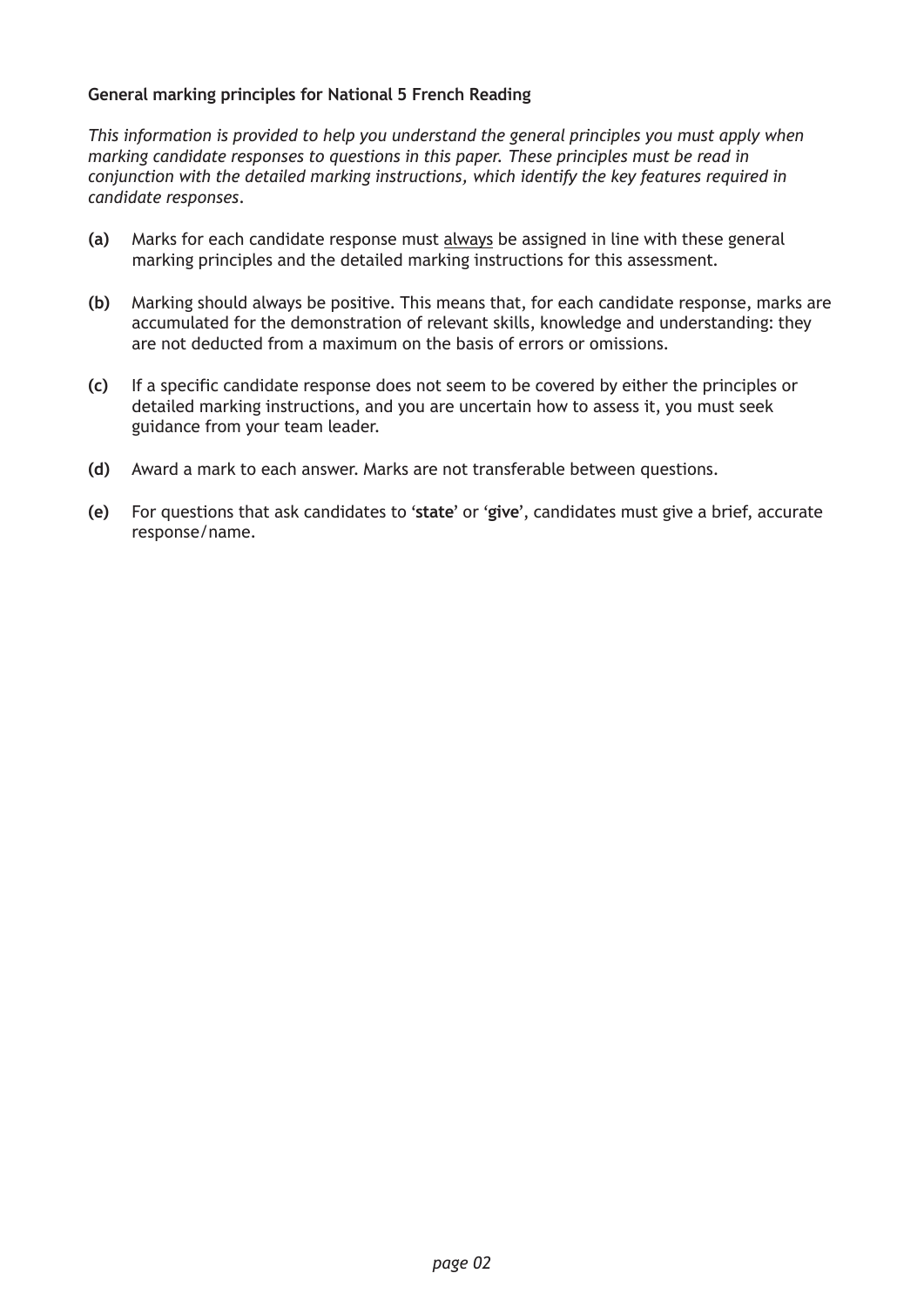**General marking principles for National 5 French Reading**

*This information is provided to help you understand the general principles you must apply when marking candidate responses to questions in this paper. These principles must be read in conjunction with the detailed marking instructions, which identify the key features required in candidate responses.*

**(a)** Marks for each candidate response must always be assigned in line with these general marking principles and the detailed marking instructions for this assessment.

**(b)** Marking should always be positive. This means that, for each candidate response, marks are accumulated for the demonstration of relevant skills, knowledge and understanding: they are not deducted from a maximum on the basis of errors or omissions.

**(c)** If a specific candidate response does not seem to be covered by either the principles or detailed marking instructions, and you are uncertain how to assess it, you must seek guidance from your team leader.

**(d)** Award a mark to each answer. Marks are not transferable between questions.

**(e)** For questions that ask candidates to '**state**' or '**give**', candidates must give a brief, accurate response/name.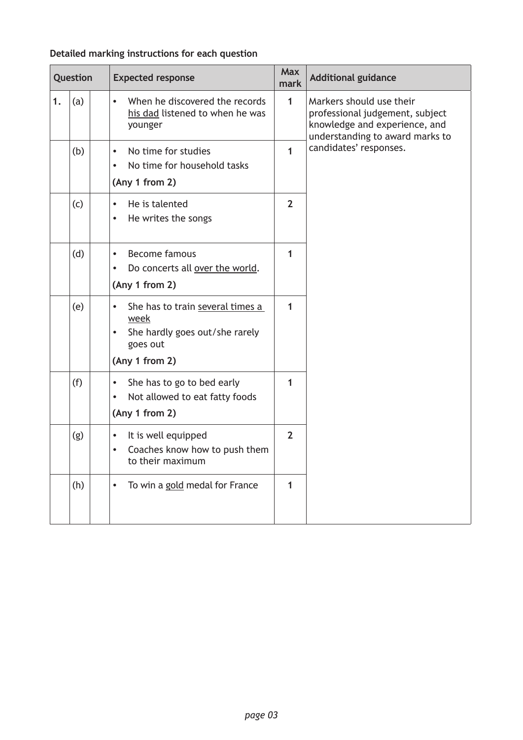**Detailed marking instructions for each question**

| Question | | | Expected response | Max mark | Additional guidance |
|---|---|---|---|---|---|
| 1. | (a) | | • When he discovered the records <u>his dad</u> listened to when he was younger | 1 | Markers should use their professional judgement, subject knowledge and experience, and understanding to award marks to candidates' responses. |
| | (b) | | • No time for studies<br>• No time for household tasks<br>**(Any 1 from 2)** | 1 | |
| | (c) | | • He is talented<br>• He writes the songs | 2 | |
| | (d) | | • Become famous<br>• Do concerts all <u>over the world</u>.<br>**(Any 1 from 2)** | 1 | |
| | (e) | | • She has to train <u>several times a week</u><br>• She hardly goes out/she rarely goes out<br>**(Any 1 from 2)** | 1 | |
| | (f) | | • She has to go to bed early<br>• Not allowed to eat fatty foods<br>**(Any 1 from 2)** | 1 | |
| | (g) | | • It is well equipped<br>• Coaches know how to push them to their maximum | 2 | |
| | (h) | | • To win a <u>gold</u> medal for France | 1 | |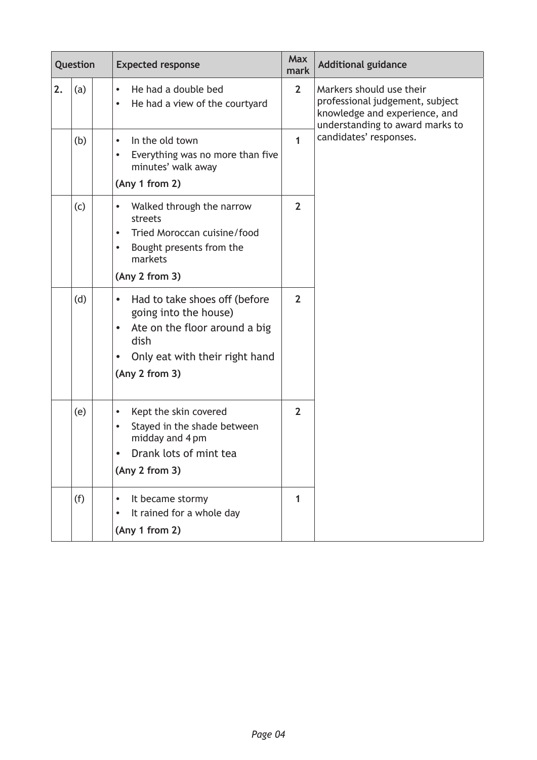| Question | | | Expected response | Max mark | Additional guidance |
|---|---|---|---|---|---|
| 2. | (a) | | • He had a double bed<br>• He had a view of the courtyard | 2 | Markers should use their professional judgement, subject knowledge and experience, and understanding to award marks to candidates' responses. |
| | (b) | | • In the old town<br>• Everything was no more than five minutes' walk away<br>**(Any 1 from 2)** | 1 | |
| | (c) | | • Walked through the narrow streets<br>• Tried Moroccan cuisine/food<br>• Bought presents from the markets<br>**(Any 2 from 3)** | 2 | |
| | (d) | | • Had to take shoes off (before going into the house)<br>• Ate on the floor around a big dish<br>• Only eat with their right hand<br>**(Any 2 from 3)** | 2 | |
| | (e) | | • Kept the skin covered<br>• Stayed in the shade between midday and 4 pm<br>• Drank lots of mint tea<br>**(Any 2 from 3)** | 2 | |
| | (f) | | • It became stormy<br>• It rained for a whole day<br>**(Any 1 from 2)** | 1 | |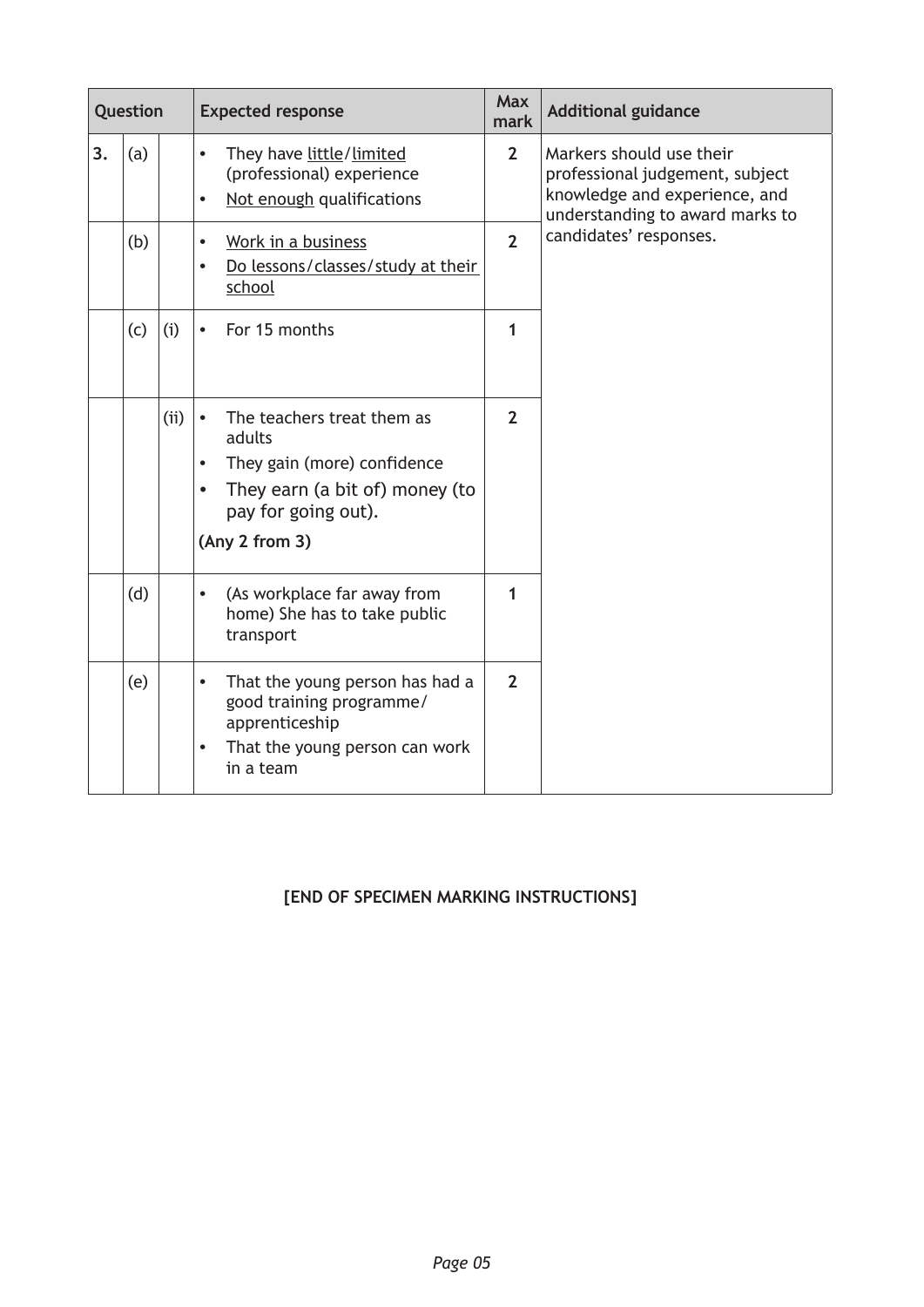| Question | | | Expected response | Max mark | Additional guidance |
|---|---|---|---|---|---|
| 3. | (a) | | • They have little/limited (professional) experience<br>• Not enough qualifications | 2 | Markers should use their professional judgement, subject knowledge and experience, and understanding to award marks to candidates' responses. |
| | (b) | | • Work in a business<br>• Do lessons/classes/study at their school | 2 | |
| | (c) | (i) | • For 15 months | 1 | |
| | | (ii) | • The teachers treat them as adults<br>• They gain (more) confidence<br>• They earn (a bit of) money (to pay for going out).<br>**(Any 2 from 3)** | 2 | |
| | (d) | | • (As workplace far away from home) She has to take public transport | 1 | |
| | (e) | | • That the young person has had a good training programme/ apprenticeship<br>• That the young person can work in a team | 2 | |

**[END OF SPECIMEN MARKING INSTRUCTIONS]**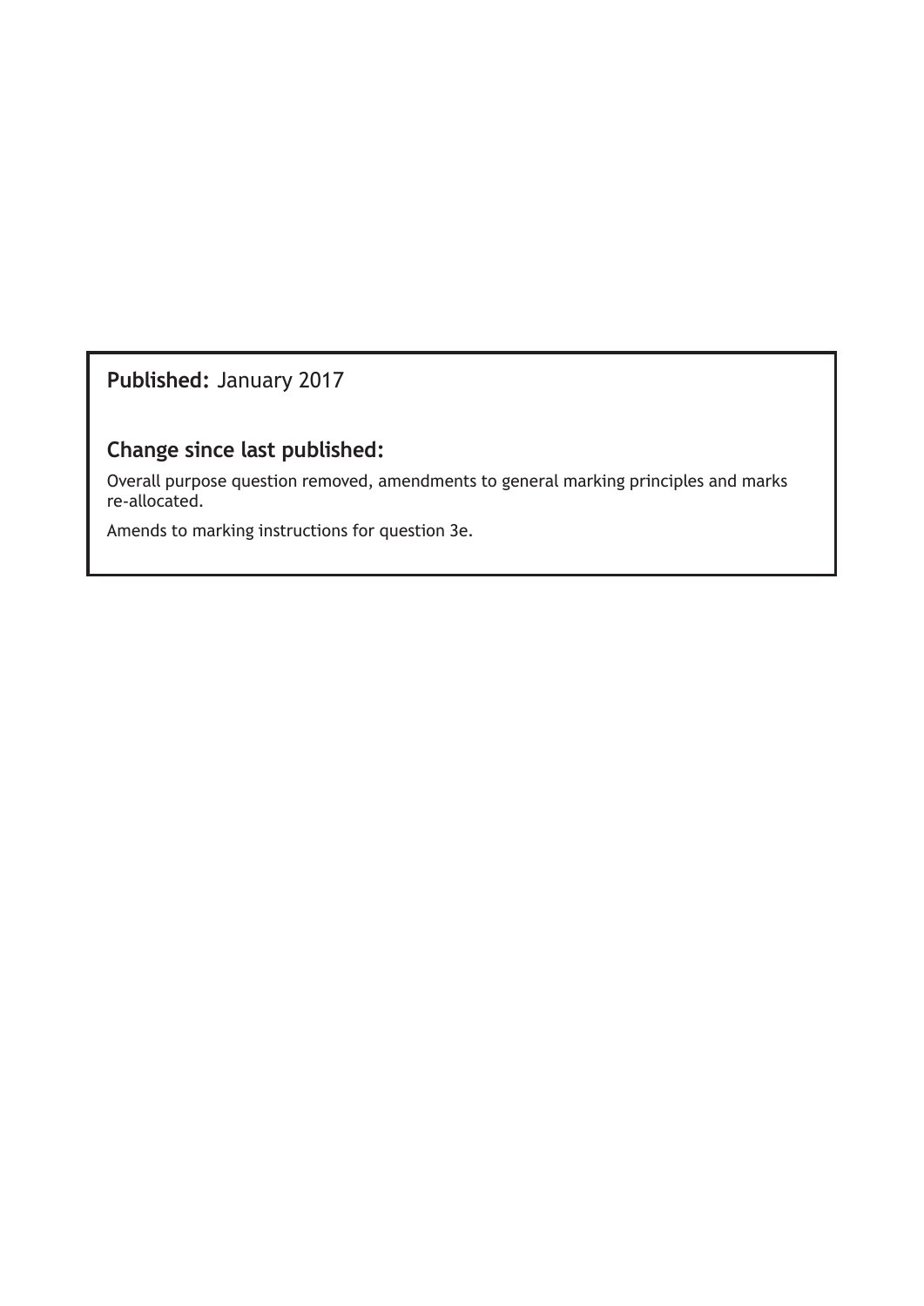**Published:** January 2017

## Change since last published:

Overall purpose question removed, amendments to general marking principles and marks re-allocated.

Amends to marking instructions for question 3e.